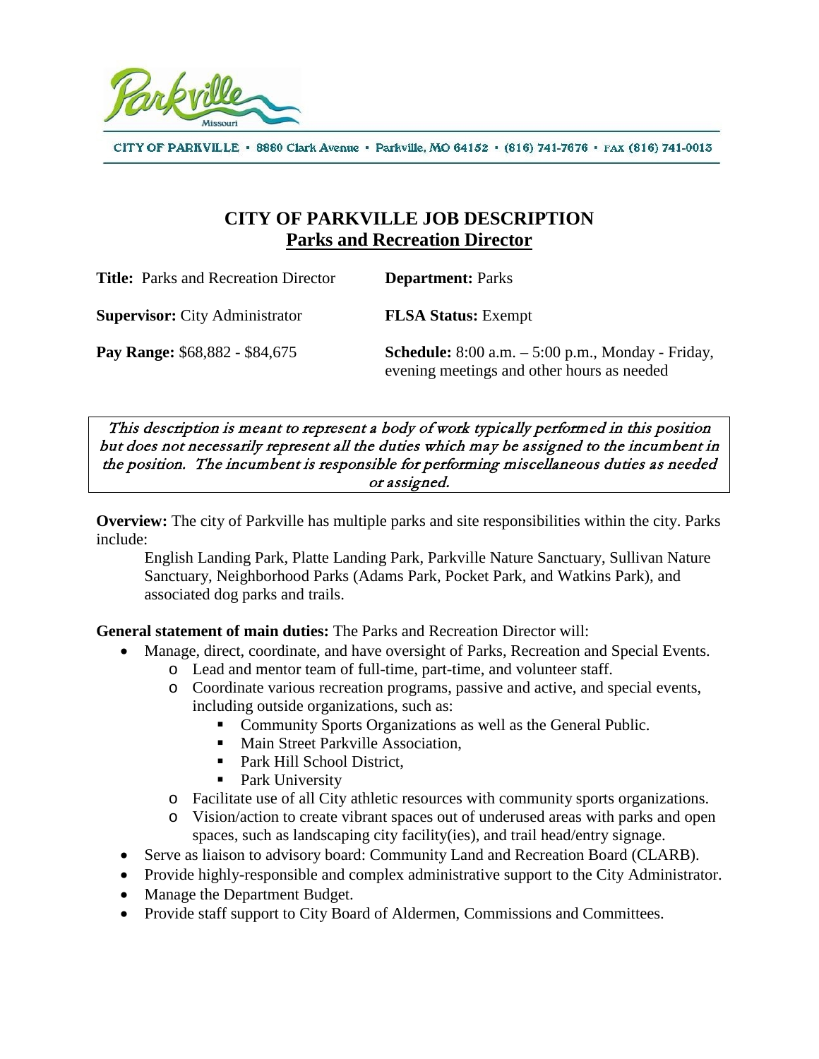CITY OF PARKVILLE • 8880 Clark Avenue • Parkville, MO 64152 • (816) 741-7676 • FAX (816) 741-0013

# CITY OF PARKVILLE JOB DESCRIPTION
## Parks and Recreation Director

**Title:** Parks and Recreation Director

**Department:** Parks

**Supervisor:** City Administrator

**FLSA Status:** Exempt

**Pay Range:** $68,882 - $84,675

**Schedule:** 8:00 a.m. – 5:00 p.m., Monday - Friday, evening meetings and other hours as needed

*This description is meant to represent a body of work typically performed in this position but does not necessarily represent all the duties which may be assigned to the incumbent in the position. The incumbent is responsible for performing miscellaneous duties as needed or assigned.*

**Overview:** The city of Parkville has multiple parks and site responsibilities within the city. Parks include:

English Landing Park, Platte Landing Park, Parkville Nature Sanctuary, Sullivan Nature Sanctuary, Neighborhood Parks (Adams Park, Pocket Park, and Watkins Park), and associated dog parks and trails.

**General statement of main duties:** The Parks and Recreation Director will:

- Manage, direct, coordinate, and have oversight of Parks, Recreation and Special Events.
  - Lead and mentor team of full-time, part-time, and volunteer staff.
  - Coordinate various recreation programs, passive and active, and special events, including outside organizations, such as:
    - Community Sports Organizations as well as the General Public.
    - Main Street Parkville Association,
    - Park Hill School District,
    - Park University
  - Facilitate use of all City athletic resources with community sports organizations.
  - Vision/action to create vibrant spaces out of underused areas with parks and open spaces, such as landscaping city facility(ies), and trail head/entry signage.
- Serve as liaison to advisory board: Community Land and Recreation Board (CLARB).
- Provide highly-responsible and complex administrative support to the City Administrator.
- Manage the Department Budget.
- Provide staff support to City Board of Aldermen, Commissions and Committees.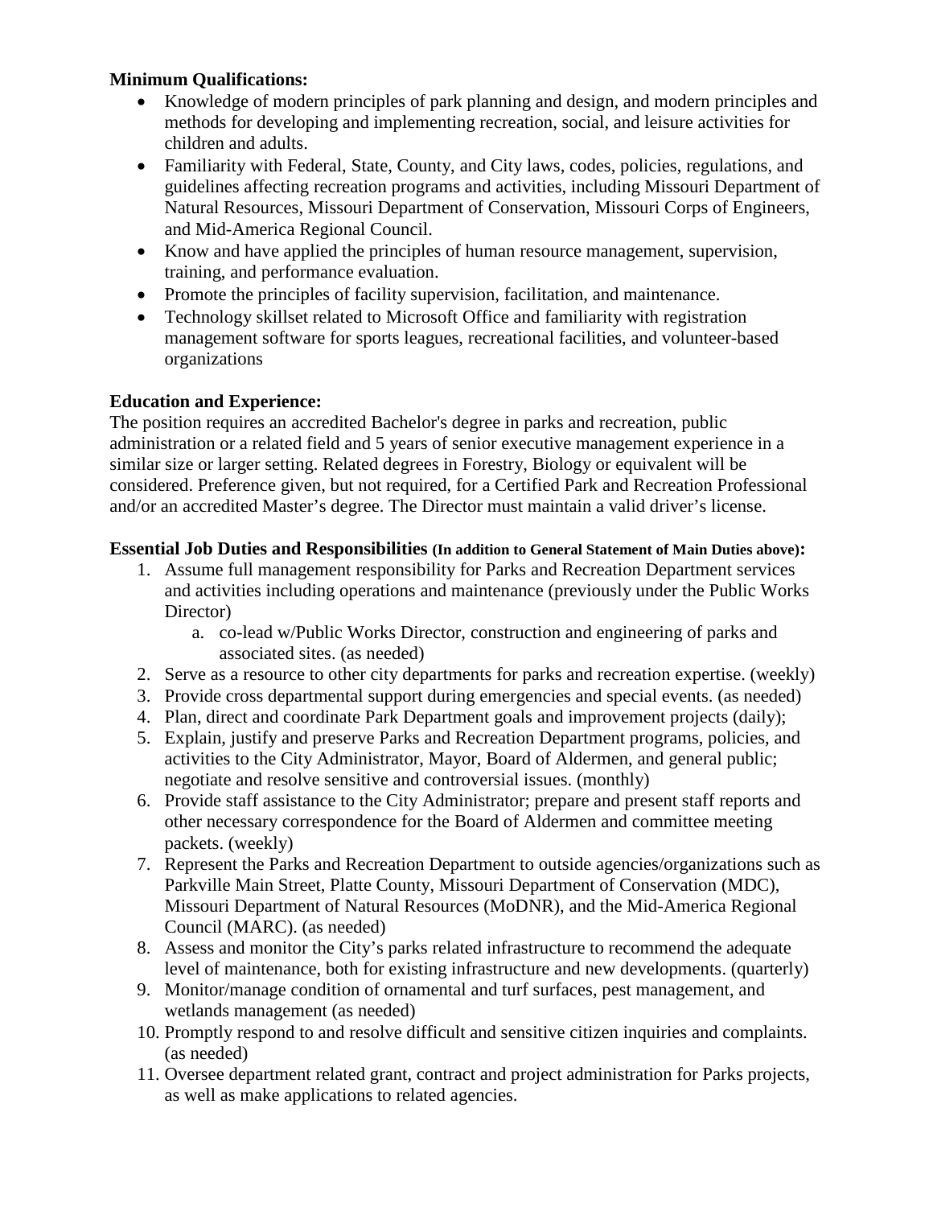**Minimum Qualifications:**

- Knowledge of modern principles of park planning and design, and modern principles and methods for developing and implementing recreation, social, and leisure activities for children and adults.
- Familiarity with Federal, State, County, and City laws, codes, policies, regulations, and guidelines affecting recreation programs and activities, including Missouri Department of Natural Resources, Missouri Department of Conservation, Missouri Corps of Engineers, and Mid-America Regional Council.
- Know and have applied the principles of human resource management, supervision, training, and performance evaluation.
- Promote the principles of facility supervision, facilitation, and maintenance.
- Technology skillset related to Microsoft Office and familiarity with registration management software for sports leagues, recreational facilities, and volunteer-based organizations

**Education and Experience:**

The position requires an accredited Bachelor's degree in parks and recreation, public administration or a related field and 5 years of senior executive management experience in a similar size or larger setting. Related degrees in Forestry, Biology or equivalent will be considered. Preference given, but not required, for a Certified Park and Recreation Professional and/or an accredited Master's degree. The Director must maintain a valid driver's license.

**Essential Job Duties and Responsibilities (In addition to General Statement of Main Duties above):**

1. Assume full management responsibility for Parks and Recreation Department services and activities including operations and maintenance (previously under the Public Works Director)
    a. co-lead w/Public Works Director, construction and engineering of parks and associated sites. (as needed)
2. Serve as a resource to other city departments for parks and recreation expertise. (weekly)
3. Provide cross departmental support during emergencies and special events. (as needed)
4. Plan, direct and coordinate Park Department goals and improvement projects (daily);
5. Explain, justify and preserve Parks and Recreation Department programs, policies, and activities to the City Administrator, Mayor, Board of Aldermen, and general public; negotiate and resolve sensitive and controversial issues. (monthly)
6. Provide staff assistance to the City Administrator; prepare and present staff reports and other necessary correspondence for the Board of Aldermen and committee meeting packets. (weekly)
7. Represent the Parks and Recreation Department to outside agencies/organizations such as Parkville Main Street, Platte County, Missouri Department of Conservation (MDC), Missouri Department of Natural Resources (MoDNR), and the Mid-America Regional Council (MARC). (as needed)
8. Assess and monitor the City's parks related infrastructure to recommend the adequate level of maintenance, both for existing infrastructure and new developments. (quarterly)
9. Monitor/manage condition of ornamental and turf surfaces, pest management, and wetlands management (as needed)
10. Promptly respond to and resolve difficult and sensitive citizen inquiries and complaints. (as needed)
11. Oversee department related grant, contract and project administration for Parks projects, as well as make applications to related agencies.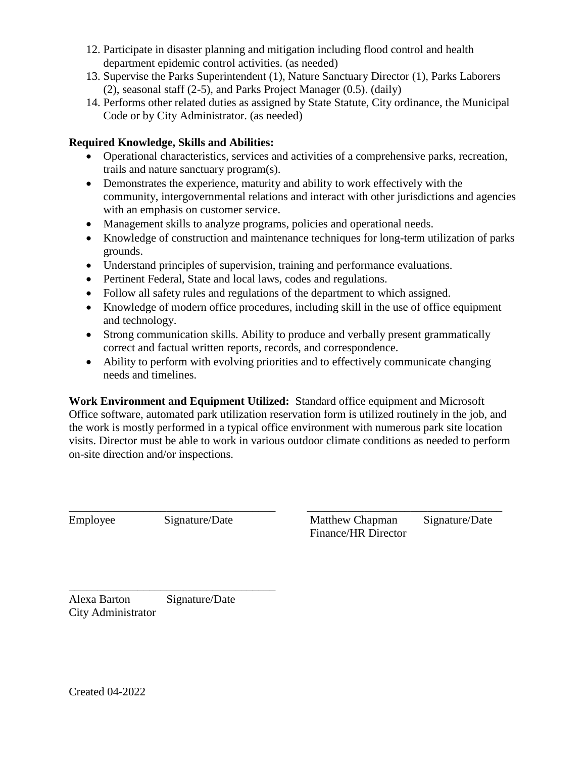12. Participate in disaster planning and mitigation including flood control and health department epidemic control activities. (as needed)
13. Supervise the Parks Superintendent (1), Nature Sanctuary Director (1), Parks Laborers (2), seasonal staff (2-5), and Parks Project Manager (0.5). (daily)
14. Performs other related duties as assigned by State Statute, City ordinance, the Municipal Code or by City Administrator. (as needed)

**Required Knowledge, Skills and Abilities:**

- Operational characteristics, services and activities of a comprehensive parks, recreation, trails and nature sanctuary program(s).
- Demonstrates the experience, maturity and ability to work effectively with the community, intergovernmental relations and interact with other jurisdictions and agencies with an emphasis on customer service.
- Management skills to analyze programs, policies and operational needs.
- Knowledge of construction and maintenance techniques for long-term utilization of parks grounds.
- Understand principles of supervision, training and performance evaluations.
- Pertinent Federal, State and local laws, codes and regulations.
- Follow all safety rules and regulations of the department to which assigned.
- Knowledge of modern office procedures, including skill in the use of office equipment and technology.
- Strong communication skills. Ability to produce and verbally present grammatically correct and factual written reports, records, and correspondence.
- Ability to perform with evolving priorities and to effectively communicate changing needs and timelines.

**Work Environment and Equipment Utilized:** Standard office equipment and Microsoft Office software, automated park utilization reservation form is utilized routinely in the job, and the work is mostly performed in a typical office environment with numerous park site location visits. Director must be able to work in various outdoor climate conditions as needed to perform on-site direction and/or inspections.

_____________________________________ 
Employee Signature/Date

_____________________________________ 
Matthew Chapman Signature/Date
Finance/HR Director

_____________________________________ 
Alexa Barton Signature/Date
City Administrator

Created 04-2022